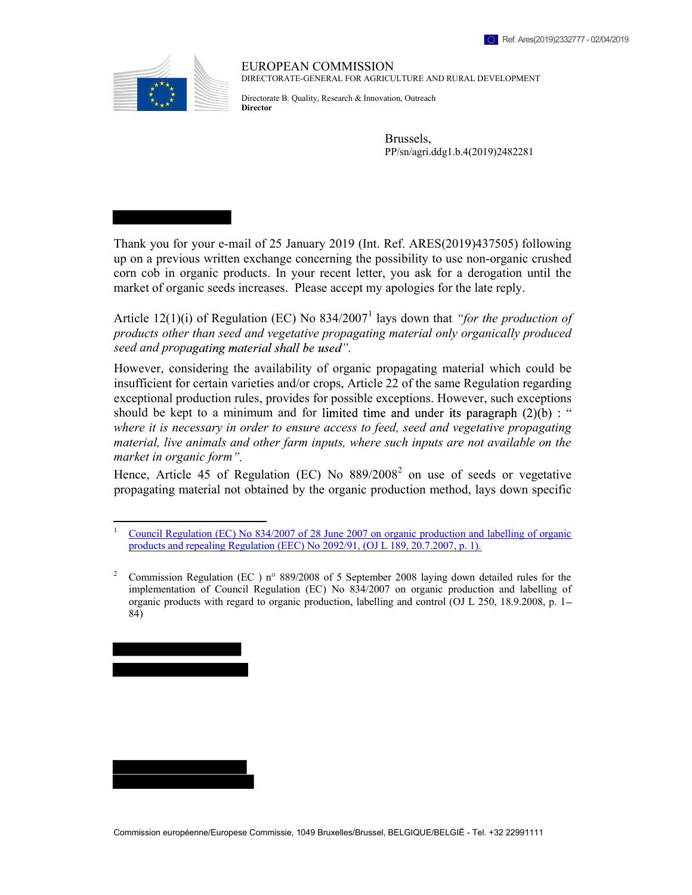Ref. Ares(2019)2332777 - 02/04/2019

EUROPEAN COMMISSION
DIRECTORATE-GENERAL FOR AGRICULTURE AND RURAL DEVELOPMENT

Directorate B. Quality, Research & Innovation, Outreach
**Director**

Brussels,
PP/sn/agri.ddg1.b.4(2019)2482281

Thank you for your e-mail of 25 January 2019 (Int. Ref. ARES(2019)437505) following up on a previous written exchange concerning the possibility to use non-organic crushed corn cob in organic products. In your recent letter, you ask for a derogation until the market of organic seeds increases. Please accept my apologies for the late reply.

Article 12(1)(i) of Regulation (EC) No 834/2007[1] lays down that *"for the production of products other than seed and vegetative propagating material only organically produced seed and propagating material shall be used"*.

However, considering the availability of organic propagating material which could be insufficient for certain varieties and/or crops, Article 22 of the same Regulation regarding exceptional production rules, provides for possible exceptions. However, such exceptions should be kept to a minimum and for limited time and under its paragraph (2)(b) : " *where it is necessary in order to ensure access to feed, seed and vegetative propagating material, live animals and other farm inputs, where such inputs are not available on the market in organic form"*.

Hence, Article 45 of Regulation (EC) No 889/2008[2] on use of seeds or vegetative propagating material not obtained by the organic production method, lays down specific

---

[1] Council Regulation (EC) No 834/2007 of 28 June 2007 on organic production and labelling of organic products and repealing Regulation (EEC) No 2092/91, (OJ L 189, 20.7.2007, p. 1).

[2] Commission Regulation (EC ) n° 889/2008 of 5 September 2008 laying down detailed rules for the implementation of Council Regulation (EC) No 834/2007 on organic production and labelling of organic products with regard to organic production, labelling and control (OJ L 250, 18.9.2008, p. 1–84)

Commission européenne/Europese Commissie, 1049 Bruxelles/Brussel, BELGIQUE/BELGIË - Tel. +32 22991111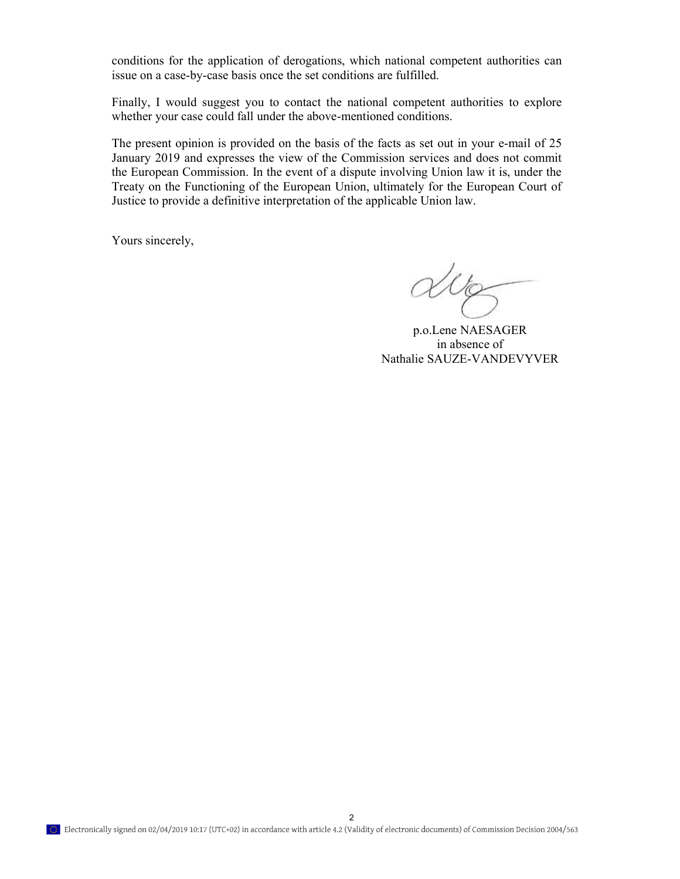conditions for the application of derogations, which national competent authorities can issue on a case-by-case basis once the set conditions are fulfilled.

Finally, I would suggest you to contact the national competent authorities to explore whether your case could fall under the above-mentioned conditions.

The present opinion is provided on the basis of the facts as set out in your e-mail of 25 January 2019 and expresses the view of the Commission services and does not commit the European Commission. In the event of a dispute involving Union law it is, under the Treaty on the Functioning of the European Union, ultimately for the European Court of Justice to provide a definitive interpretation of the applicable Union law.

Yours sincerely,

p.o.Lene NAESAGER
in absence of
Nathalie SAUZE-VANDEVYVER

Electronically signed on 02/04/2019 10:17 (UTC+02) in accordance with article 4.2 (Validity of electronic documents) of Commission Decision 2004/563